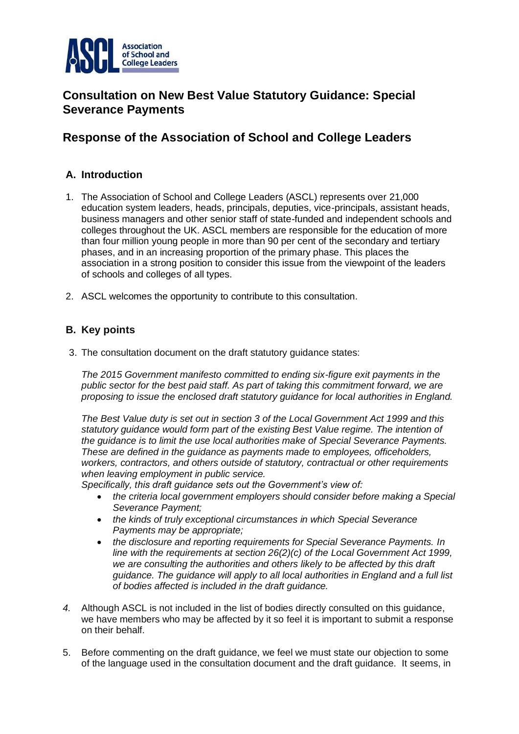# Consultation on New Best Value Statutory Guidance: Special Severance Payments

## Response of the Association of School and College Leaders

### A. Introduction

1. The Association of School and College Leaders (ASCL) represents over 21,000 education system leaders, heads, principals, deputies, vice-principals, assistant heads, business managers and other senior staff of state-funded and independent schools and colleges throughout the UK. ASCL members are responsible for the education of more than four million young people in more than 90 per cent of the secondary and tertiary phases, and in an increasing proportion of the primary phase. This places the association in a strong position to consider this issue from the viewpoint of the leaders of schools and colleges of all types.

2. ASCL welcomes the opportunity to contribute to this consultation.

### B. Key points

3. The consultation document on the draft statutory guidance states:

   *The 2015 Government manifesto committed to ending six-figure exit payments in the public sector for the best paid staff. As part of taking this commitment forward, we are proposing to issue the enclosed draft statutory guidance for local authorities in England.*

   *The Best Value duty is set out in section 3 of the Local Government Act 1999 and this statutory guidance would form part of the existing Best Value regime. The intention of the guidance is to limit the use local authorities make of Special Severance Payments. These are defined in the guidance as payments made to employees, officeholders, workers, contractors, and others outside of statutory, contractual or other requirements when leaving employment in public service.*
   *Specifically, this draft guidance sets out the Government's view of:*

   - *the criteria local government employers should consider before making a Special Severance Payment;*
   - *the kinds of truly exceptional circumstances in which Special Severance Payments may be appropriate;*
   - *the disclosure and reporting requirements for Special Severance Payments. In line with the requirements at section 26(2)(c) of the Local Government Act 1999, we are consulting the authorities and others likely to be affected by this draft guidance. The guidance will apply to all local authorities in England and a full list of bodies affected is included in the draft guidance.*

4. Although ASCL is not included in the list of bodies directly consulted on this guidance, we have members who may be affected by it so feel it is important to submit a response on their behalf.

5. Before commenting on the draft guidance, we feel we must state our objection to some of the language used in the consultation document and the draft guidance. It seems, in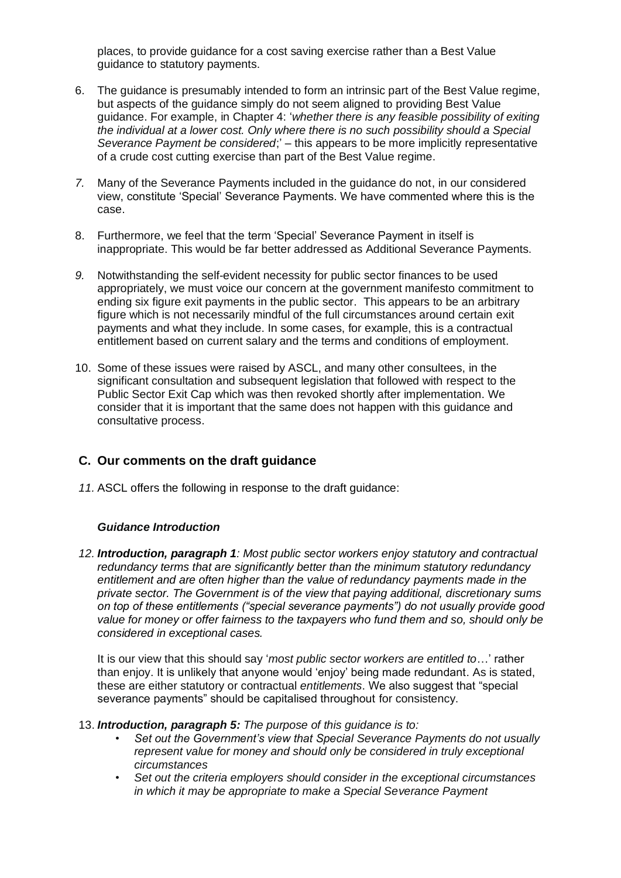places, to provide guidance for a cost saving exercise rather than a Best Value guidance to statutory payments.

6. The guidance is presumably intended to form an intrinsic part of the Best Value regime, but aspects of the guidance simply do not seem aligned to providing Best Value guidance. For example, in Chapter 4: '*whether there is any feasible possibility of exiting the individual at a lower cost. Only where there is no such possibility should a Special Severance Payment be considered*;' – this appears to be more implicitly representative of a crude cost cutting exercise than part of the Best Value regime.

7. Many of the Severance Payments included in the guidance do not, in our considered view, constitute 'Special' Severance Payments. We have commented where this is the case.

8. Furthermore, we feel that the term 'Special' Severance Payment in itself is inappropriate. This would be far better addressed as Additional Severance Payments.

9. Notwithstanding the self-evident necessity for public sector finances to be used appropriately, we must voice our concern at the government manifesto commitment to ending six figure exit payments in the public sector. This appears to be an arbitrary figure which is not necessarily mindful of the full circumstances around certain exit payments and what they include. In some cases, for example, this is a contractual entitlement based on current salary and the terms and conditions of employment.

10. Some of these issues were raised by ASCL, and many other consultees, in the significant consultation and subsequent legislation that followed with respect to the Public Sector Exit Cap which was then revoked shortly after implementation. We consider that it is important that the same does not happen with this guidance and consultative process.

## C. Our comments on the draft guidance

11. ASCL offers the following in response to the draft guidance:

### *Guidance Introduction*

12. ***Introduction, paragraph 1****: Most public sector workers enjoy statutory and contractual redundancy terms that are significantly better than the minimum statutory redundancy entitlement and are often higher than the value of redundancy payments made in the private sector. The Government is of the view that paying additional, discretionary sums on top of these entitlements ("special severance payments") do not usually provide good value for money or offer fairness to the taxpayers who fund them and so, should only be considered in exceptional cases.*

    It is our view that this should say '*most public sector workers are entitled to*…' rather than enjoy. It is unlikely that anyone would 'enjoy' being made redundant. As is stated, these are either statutory or contractual *entitlements*. We also suggest that "special severance payments" should be capitalised throughout for consistency.

13. ***Introduction, paragraph 5:*** *The purpose of this guidance is to:*
    - *Set out the Government's view that Special Severance Payments do not usually represent value for money and should only be considered in truly exceptional circumstances*
    - *Set out the criteria employers should consider in the exceptional circumstances in which it may be appropriate to make a Special Severance Payment*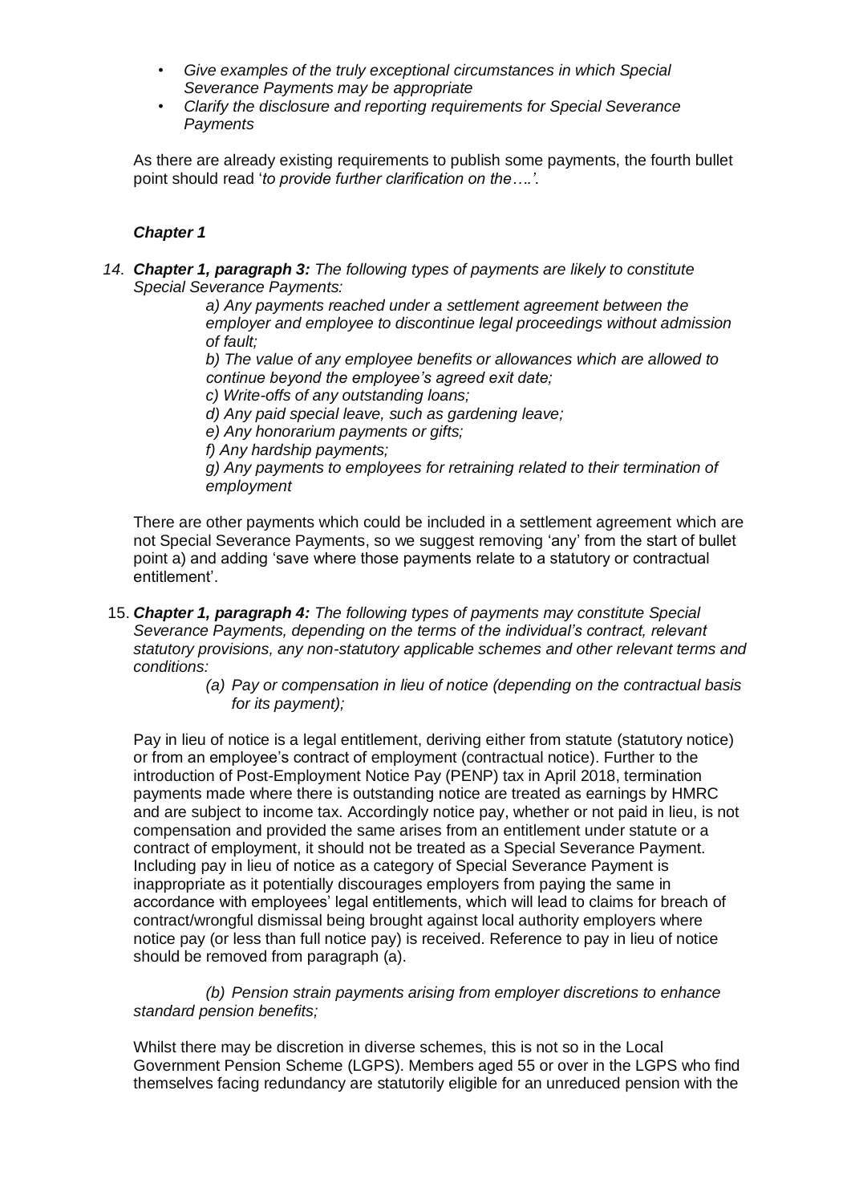- *Give examples of the truly exceptional circumstances in which Special Severance Payments may be appropriate*
- *Clarify the disclosure and reporting requirements for Special Severance Payments*

As there are already existing requirements to publish some payments, the fourth bullet point should read '*to provide further clarification on the….*'.

### *Chapter 1*

14. ***Chapter 1, paragraph 3:*** *The following types of payments are likely to constitute Special Severance Payments:*

    *a) Any payments reached under a settlement agreement between the employer and employee to discontinue legal proceedings without admission of fault;*

    *b) The value of any employee benefits or allowances which are allowed to continue beyond the employee's agreed exit date;*

    *c) Write-offs of any outstanding loans;*

    *d) Any paid special leave, such as gardening leave;*

    *e) Any honorarium payments or gifts;*

    *f) Any hardship payments;*

    *g) Any payments to employees for retraining related to their termination of employment*

There are other payments which could be included in a settlement agreement which are not Special Severance Payments, so we suggest removing 'any' from the start of bullet point a) and adding 'save where those payments relate to a statutory or contractual entitlement'.

15. ***Chapter 1, paragraph 4:*** *The following types of payments may constitute Special Severance Payments, depending on the terms of the individual's contract, relevant statutory provisions, any non-statutory applicable schemes and other relevant terms and conditions:*

    *(a) Pay or compensation in lieu of notice (depending on the contractual basis for its payment);*

Pay in lieu of notice is a legal entitlement, deriving either from statute (statutory notice) or from an employee's contract of employment (contractual notice). Further to the introduction of Post-Employment Notice Pay (PENP) tax in April 2018, termination payments made where there is outstanding notice are treated as earnings by HMRC and are subject to income tax. Accordingly notice pay, whether or not paid in lieu, is not compensation and provided the same arises from an entitlement under statute or a contract of employment, it should not be treated as a Special Severance Payment. Including pay in lieu of notice as a category of Special Severance Payment is inappropriate as it potentially discourages employers from paying the same in accordance with employees' legal entitlements, which will lead to claims for breach of contract/wrongful dismissal being brought against local authority employers where notice pay (or less than full notice pay) is received. Reference to pay in lieu of notice should be removed from paragraph (a).

*(b) Pension strain payments arising from employer discretions to enhance standard pension benefits;*

Whilst there may be discretion in diverse schemes, this is not so in the Local Government Pension Scheme (LGPS). Members aged 55 or over in the LGPS who find themselves facing redundancy are statutorily eligible for an unreduced pension with the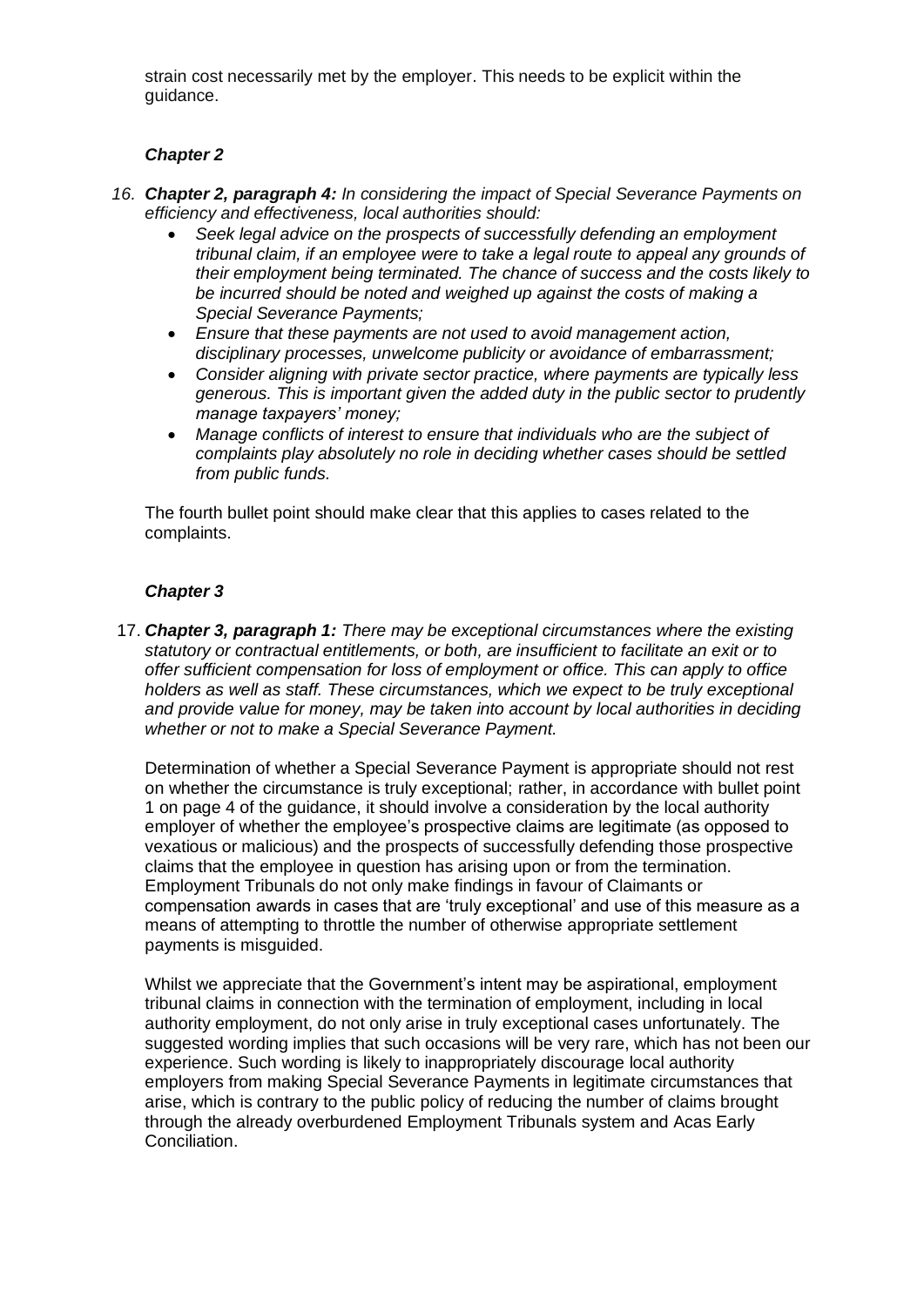strain cost necessarily met by the employer. This needs to be explicit within the guidance.

### *Chapter 2*

16. ***Chapter 2, paragraph 4:*** *In considering the impact of Special Severance Payments on efficiency and effectiveness, local authorities should:*
    - *Seek legal advice on the prospects of successfully defending an employment tribunal claim, if an employee were to take a legal route to appeal any grounds of their employment being terminated. The chance of success and the costs likely to be incurred should be noted and weighed up against the costs of making a Special Severance Payments;*
    - *Ensure that these payments are not used to avoid management action, disciplinary processes, unwelcome publicity or avoidance of embarrassment;*
    - *Consider aligning with private sector practice, where payments are typically less generous. This is important given the added duty in the public sector to prudently manage taxpayers' money;*
    - *Manage conflicts of interest to ensure that individuals who are the subject of complaints play absolutely no role in deciding whether cases should be settled from public funds.*

    The fourth bullet point should make clear that this applies to cases related to the complaints.

### *Chapter 3*

17. ***Chapter 3, paragraph 1:*** *There may be exceptional circumstances where the existing statutory or contractual entitlements, or both, are insufficient to facilitate an exit or to offer sufficient compensation for loss of employment or office. This can apply to office holders as well as staff. These circumstances, which we expect to be truly exceptional and provide value for money, may be taken into account by local authorities in deciding whether or not to make a Special Severance Payment.*

    Determination of whether a Special Severance Payment is appropriate should not rest on whether the circumstance is truly exceptional; rather, in accordance with bullet point 1 on page 4 of the guidance, it should involve a consideration by the local authority employer of whether the employee's prospective claims are legitimate (as opposed to vexatious or malicious) and the prospects of successfully defending those prospective claims that the employee in question has arising upon or from the termination. Employment Tribunals do not only make findings in favour of Claimants or compensation awards in cases that are 'truly exceptional' and use of this measure as a means of attempting to throttle the number of otherwise appropriate settlement payments is misguided.

    Whilst we appreciate that the Government's intent may be aspirational, employment tribunal claims in connection with the termination of employment, including in local authority employment, do not only arise in truly exceptional cases unfortunately. The suggested wording implies that such occasions will be very rare, which has not been our experience. Such wording is likely to inappropriately discourage local authority employers from making Special Severance Payments in legitimate circumstances that arise, which is contrary to the public policy of reducing the number of claims brought through the already overburdened Employment Tribunals system and Acas Early Conciliation.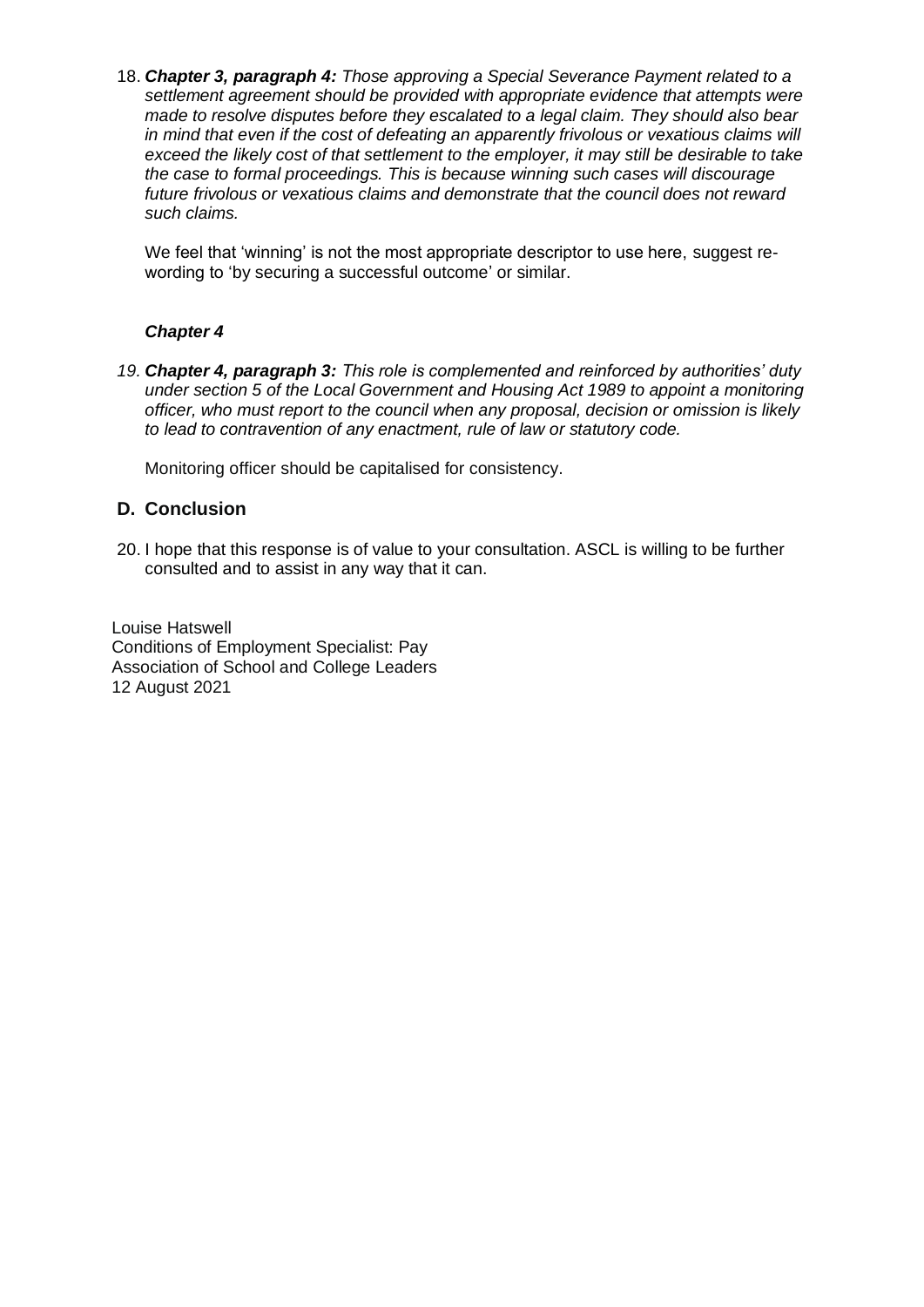18. ***Chapter 3, paragraph 4:*** *Those approving a Special Severance Payment related to a settlement agreement should be provided with appropriate evidence that attempts were made to resolve disputes before they escalated to a legal claim. They should also bear in mind that even if the cost of defeating an apparently frivolous or vexatious claims will exceed the likely cost of that settlement to the employer, it may still be desirable to take the case to formal proceedings. This is because winning such cases will discourage future frivolous or vexatious claims and demonstrate that the council does not reward such claims.*

    We feel that 'winning' is not the most appropriate descriptor to use here, suggest re-wording to 'by securing a successful outcome' or similar.

### *Chapter 4*

19. ***Chapter 4, paragraph 3:*** *This role is complemented and reinforced by authorities' duty under section 5 of the Local Government and Housing Act 1989 to appoint a monitoring officer, who must report to the council when any proposal, decision or omission is likely to lead to contravention of any enactment, rule of law or statutory code.*

    Monitoring officer should be capitalised for consistency.

## D. Conclusion

20. I hope that this response is of value to your consultation. ASCL is willing to be further consulted and to assist in any way that it can.

Louise Hatswell
Conditions of Employment Specialist: Pay
Association of School and College Leaders
12 August 2021